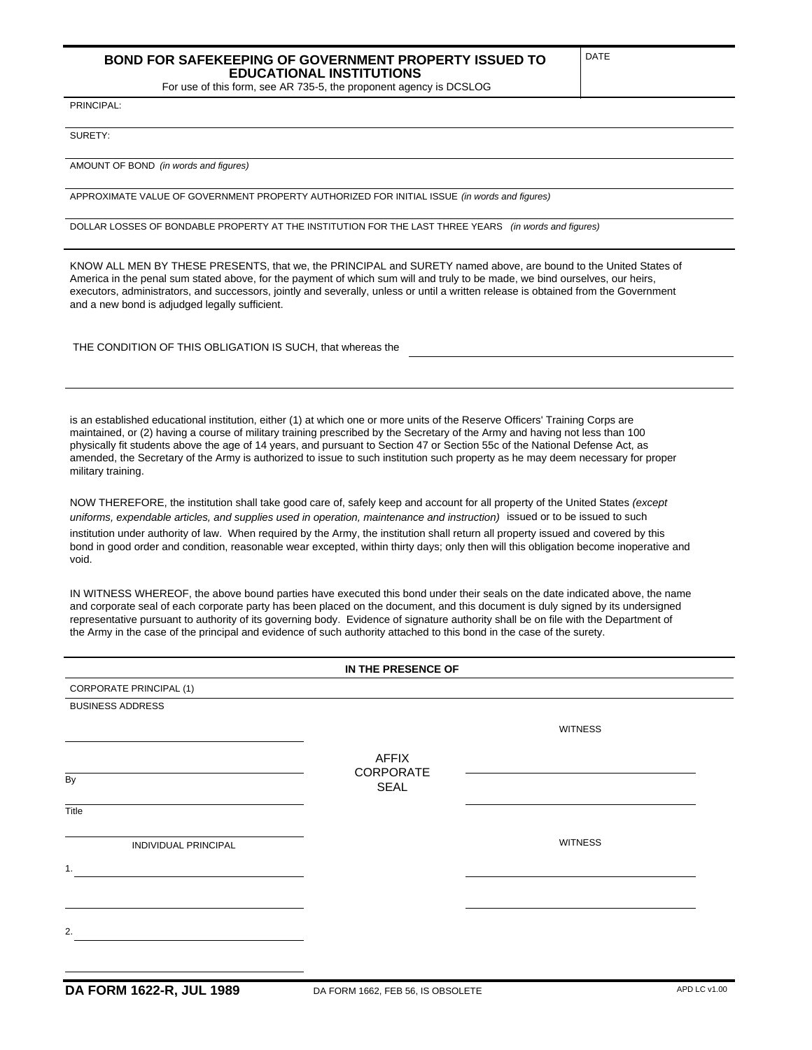# BOND FOR SAFEKEEPING OF GOVERNMENT PROPERTY ISSUED TO EDUCATIONAL INSTITUTIONS

For use of this form, see AR 735-5, the proponent agency is DCSLOG

DATE

PRINCIPAL:

SURETY:

AMOUNT OF BOND *(in words and figures)*

APPROXIMATE VALUE OF GOVERNMENT PROPERTY AUTHORIZED FOR INITIAL ISSUE *(in words and figures)*

DOLLAR LOSSES OF BONDABLE PROPERTY AT THE INSTITUTION FOR THE LAST THREE YEARS *(in words and figures)*

KNOW ALL MEN BY THESE PRESENTS, that we, the PRINCIPAL and SURETY named above, are bound to the United States of America in the penal sum stated above, for the payment of which sum will and truly to be made, we bind ourselves, our heirs, executors, administrators, and successors, jointly and severally, unless or until a written release is obtained from the Government and a new bond is adjudged legally sufficient.

THE CONDITION OF THIS OBLIGATION IS SUCH, that whereas the \_\_\_\_\_\_\_\_\_\_\_\_\_\_\_\_\_\_\_\_\_\_\_\_\_\_\_\_

is an established educational institution, either (1) at which one or more units of the Reserve Officers' Training Corps are maintained, or (2) having a course of military training prescribed by the Secretary of the Army and having not less than 100 physically fit students above the age of 14 years, and pursuant to Section 47 or Section 55c of the National Defense Act, as amended, the Secretary of the Army is authorized to issue to such institution such property as he may deem necessary for proper military training.

NOW THEREFORE, the institution shall take good care of, safely keep and account for all property of the United States *(except uniforms, expendable articles, and supplies used in operation, maintenance and instruction)* issued or to be issued to such institution under authority of law. When required by the Army, the institution shall return all property issued and covered by this bond in good order and condition, reasonable wear excepted, within thirty days; only then will this obligation become inoperative and void.

IN WITNESS WHEREOF, the above bound parties have executed this bond under their seals on the date indicated above, the name and corporate seal of each corporate party has been placed on the document, and this document is duly signed by its undersigned representative pursuant to authority of its governing body. Evidence of signature authority shall be on file with the Department of the Army in the case of the principal and evidence of such authority attached to this bond in the case of the surety.

**IN THE PRESENCE OF**

CORPORATE PRINCIPAL (1)

BUSINESS ADDRESS

WITNESS

AFFIX CORPORATE SEAL

By

Title

INDIVIDUAL PRINCIPAL

WITNESS

1.

2.

**DA FORM 1622-R, JUL 1989** DA FORM 1662, FEB 56, IS OBSOLETE APD LC v1.00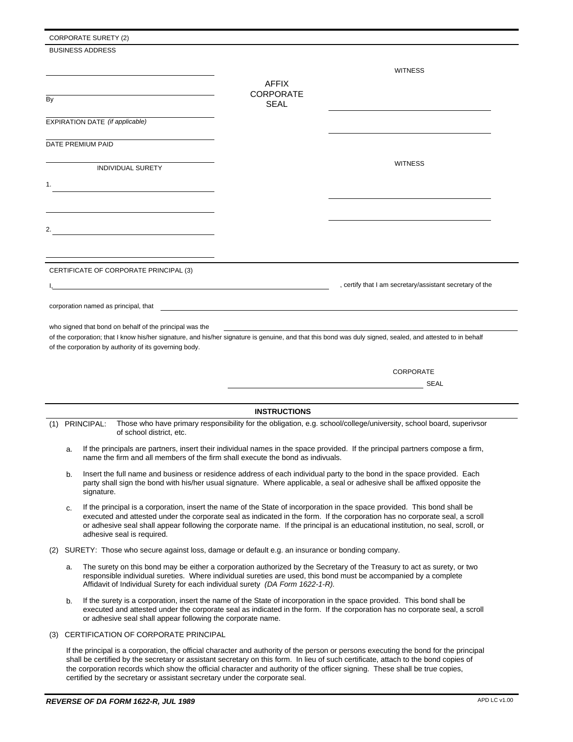CORPORATE SURETY (2)

BUSINESS ADDRESS

WITNESS

AFFIX CORPORATE SEAL

By

EXPIRATION DATE *(if applicable)*

DATE PREMIUM PAID

INDIVIDUAL SURETY

WITNESS

1.

2.

CERTIFICATE OF CORPORATE PRINCIPAL (3)

I, , certify that I am secretary/assistant secretary of the

corporation named as principal, that

who signed that bond on behalf of the principal was the

of the corporation; that I know his/her signature, and his/her signature is genuine, and that this bond was duly signed, sealed, and attested to in behalf of the corporation by authority of its governing body.

CORPORATE SEAL

## INSTRUCTIONS

(1) PRINCIPAL: Those who have primary responsibility for the obligation, e.g. school/college/university, school board, superivsor of school district, etc.

a. If the principals are partners, insert their individual names in the space provided. If the principal partners compose a firm, name the firm and all members of the firm shall execute the bond as indivuals.

b. Insert the full name and business or residence address of each individual party to the bond in the space provided. Each party shall sign the bond with his/her usual signature. Where applicable, a seal or adhesive shall be affixed opposite the signature.

c. If the principal is a corporation, insert the name of the State of incorporation in the space provided. This bond shall be executed and attested under the corporate seal as indicated in the form. If the corporation has no corporate seal, a scroll or adhesive seal shall appear following the corporate name. If the principal is an educational institution, no seal, scroll, or adhesive seal is required.

(2) SURETY: Those who secure against loss, damage or default e.g. an insurance or bonding company.

a. The surety on this bond may be either a corporation authorized by the Secretary of the Treasury to act as surety, or two responsible individual sureties. Where individual sureties are used, this bond must be accompanied by a complete Affidavit of Individual Surety for each individual surety *(DA Form 1622-1-R).*

b. If the surety is a corporation, insert the name of the State of incorporation in the space provided. This bond shall be executed and attested under the corporate seal as indicated in the form. If the corporation has no corporate seal, a scroll or adhesive seal shall appear following the corporate name.

(3) CERTIFICATION OF CORPORATE PRINCIPAL

If the principal is a corporation, the official character and authority of the person or persons executing the bond for the principal shall be certified by the secretary or assistant secretary on this form. In lieu of such certificate, attach to the bond copies of the corporation records which show the official character and authority of the officer signing. These shall be true copies, certified by the secretary or assistant secretary under the corporate seal.

***REVERSE OF DA FORM 1622-R, JUL 1989*** APD LC v1.00